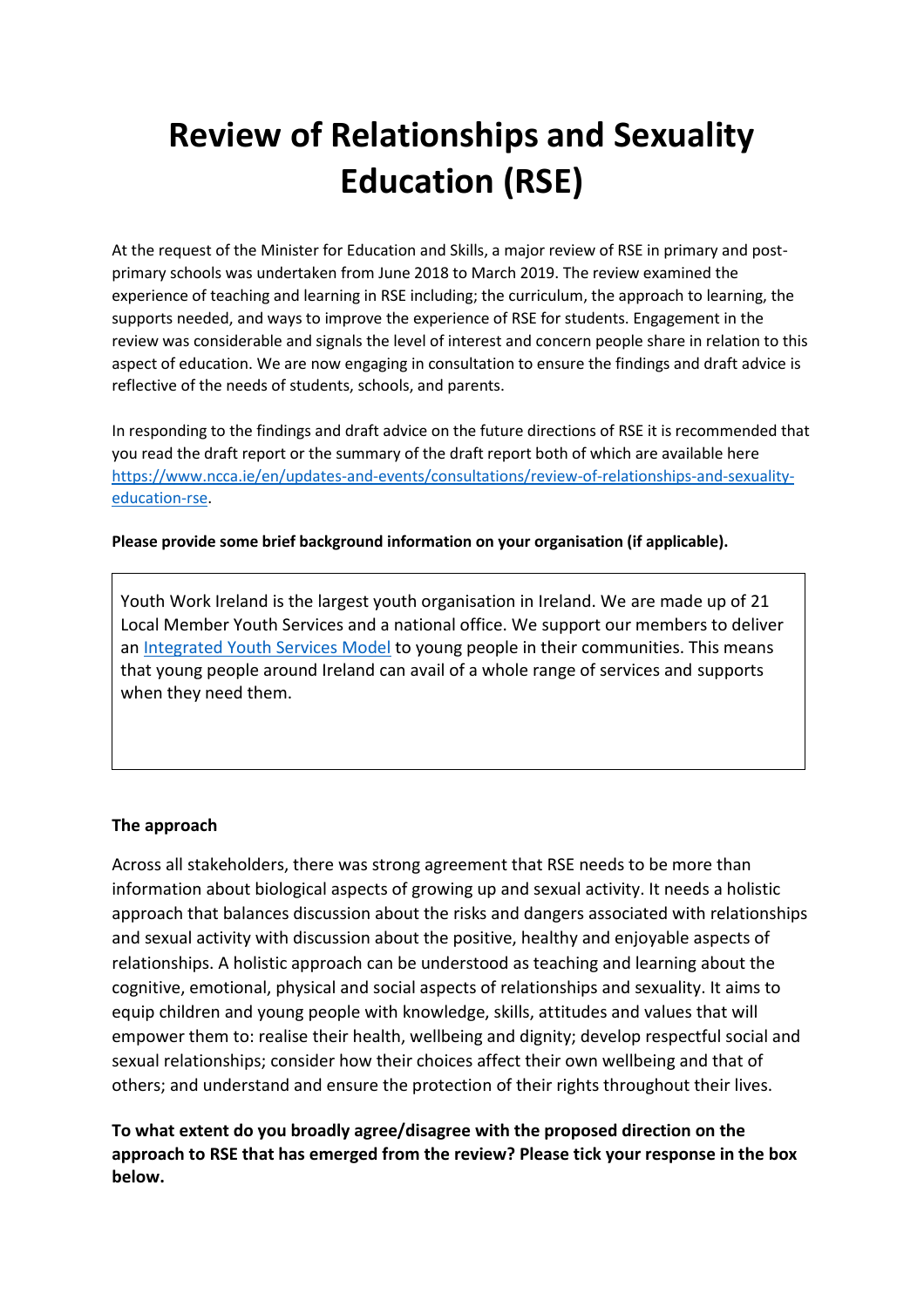# Review of Relationships and Sexuality Education (RSE)

At the request of the Minister for Education and Skills, a major review of RSE in primary and post-primary schools was undertaken from June 2018 to March 2019. The review examined the experience of teaching and learning in RSE including; the curriculum, the approach to learning, the supports needed, and ways to improve the experience of RSE for students. Engagement in the review was considerable and signals the level of interest and concern people share in relation to this aspect of education. We are now engaging in consultation to ensure the findings and draft advice is reflective of the needs of students, schools, and parents.

In responding to the findings and draft advice on the future directions of RSE it is recommended that you read the draft report or the summary of the draft report both of which are available here [https://www.ncca.ie/en/updates-and-events/consultations/review-of-relationships-and-sexuality-education-rse](https://www.ncca.ie/en/updates-and-events/consultations/review-of-relationships-and-sexuality-education-rse).

**Please provide some brief background information on your organisation (if applicable).**

Youth Work Ireland is the largest youth organisation in Ireland. We are made up of 21 Local Member Youth Services and a national office. We support our members to deliver an Integrated Youth Services Model to young people in their communities. This means that young people around Ireland can avail of a whole range of services and supports when they need them.

**The approach**

Across all stakeholders, there was strong agreement that RSE needs to be more than information about biological aspects of growing up and sexual activity. It needs a holistic approach that balances discussion about the risks and dangers associated with relationships and sexual activity with discussion about the positive, healthy and enjoyable aspects of relationships. A holistic approach can be understood as teaching and learning about the cognitive, emotional, physical and social aspects of relationships and sexuality. It aims to equip children and young people with knowledge, skills, attitudes and values that will empower them to: realise their health, wellbeing and dignity; develop respectful social and sexual relationships; consider how their choices affect their own wellbeing and that of others; and understand and ensure the protection of their rights throughout their lives.

**To what extent do you broadly agree/disagree with the proposed direction on the approach to RSE that has emerged from the review? Please tick your response in the box below.**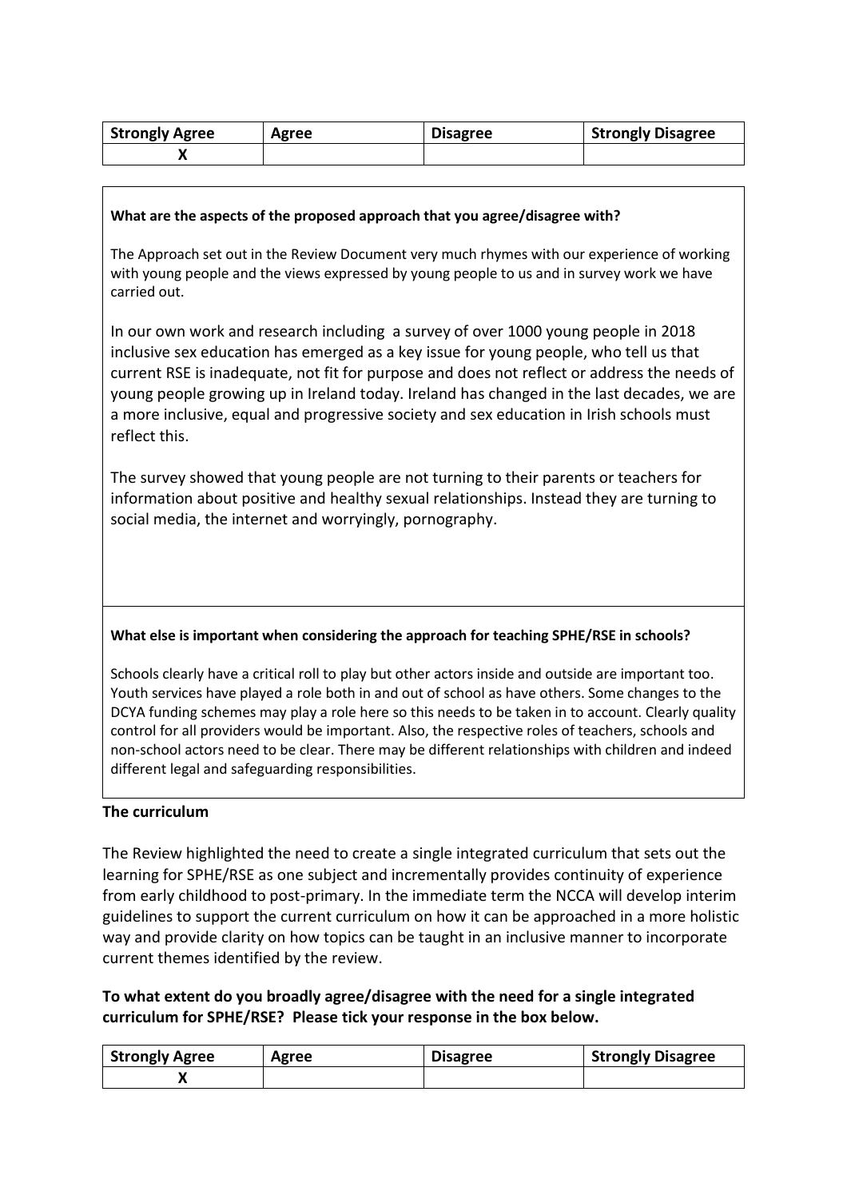| Strongly Agree | Agree | Disagree | Strongly Disagree |
|---|---|---|---|
| X | | | |

**What are the aspects of the proposed approach that you agree/disagree with?**

The Approach set out in the Review Document very much rhymes with our experience of working with young people and the views expressed by young people to us and in survey work we have carried out.

In our own work and research including a survey of over 1000 young people in 2018 inclusive sex education has emerged as a key issue for young people, who tell us that current RSE is inadequate, not fit for purpose and does not reflect or address the needs of young people growing up in Ireland today. Ireland has changed in the last decades, we are a more inclusive, equal and progressive society and sex education in Irish schools must reflect this.

The survey showed that young people are not turning to their parents or teachers for information about positive and healthy sexual relationships. Instead they are turning to social media, the internet and worryingly, pornography.

**What else is important when considering the approach for teaching SPHE/RSE in schools?**

Schools clearly have a critical roll to play but other actors inside and outside are important too. Youth services have played a role both in and out of school as have others. Some changes to the DCYA funding schemes may play a role here so this needs to be taken in to account. Clearly quality control for all providers would be important. Also, the respective roles of teachers, schools and non-school actors need to be clear. There may be different relationships with children and indeed different legal and safeguarding responsibilities.

**The curriculum**

The Review highlighted the need to create a single integrated curriculum that sets out the learning for SPHE/RSE as one subject and incrementally provides continuity of experience from early childhood to post-primary. In the immediate term the NCCA will develop interim guidelines to support the current curriculum on how it can be approached in a more holistic way and provide clarity on how topics can be taught in an inclusive manner to incorporate current themes identified by the review.

**To what extent do you broadly agree/disagree with the need for a single integrated curriculum for SPHE/RSE? Please tick your response in the box below.**

| Strongly Agree | Agree | Disagree | Strongly Disagree |
|---|---|---|---|
| X | | | |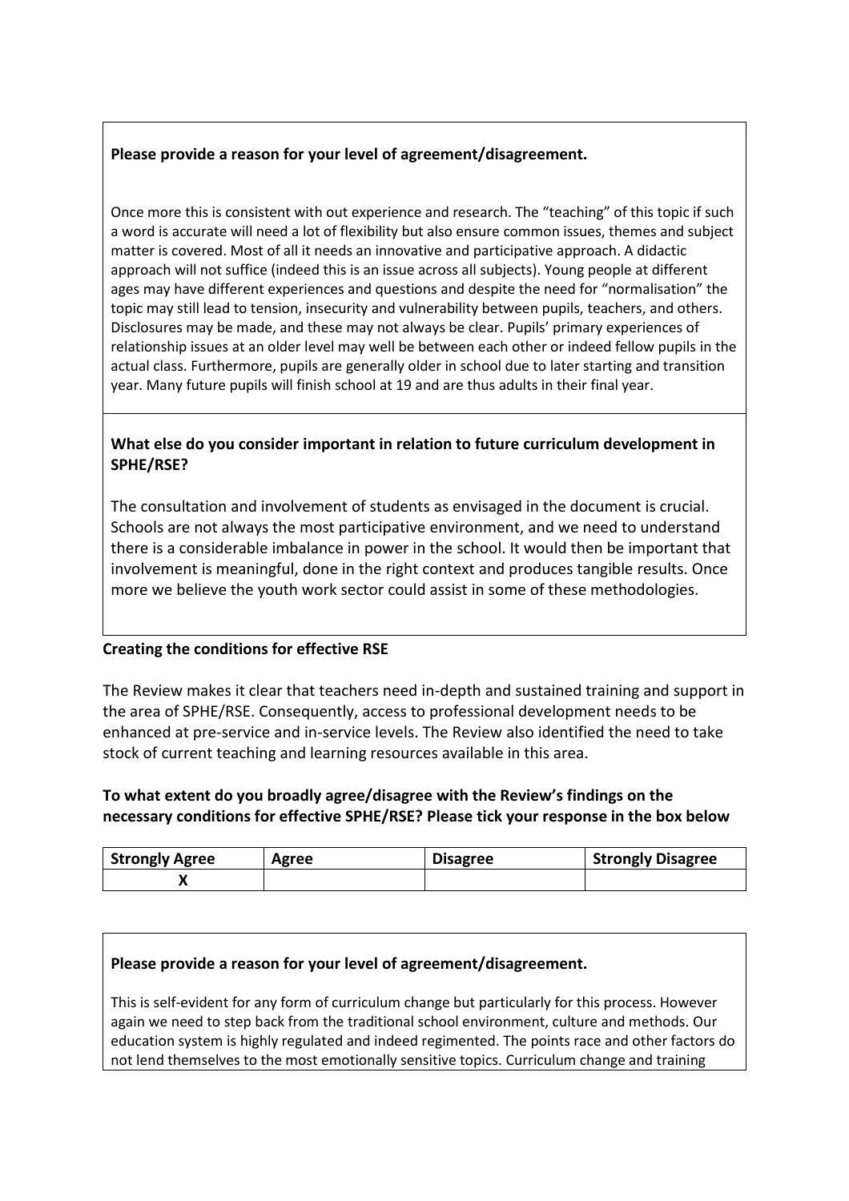**Please provide a reason for your level of agreement/disagreement.**

Once more this is consistent with out experience and research. The "teaching" of this topic if such a word is accurate will need a lot of flexibility but also ensure common issues, themes and subject matter is covered. Most of all it needs an innovative and participative approach. A didactic approach will not suffice (indeed this is an issue across all subjects). Young people at different ages may have different experiences and questions and despite the need for "normalisation" the topic may still lead to tension, insecurity and vulnerability between pupils, teachers, and others. Disclosures may be made, and these may not always be clear. Pupils' primary experiences of relationship issues at an older level may well be between each other or indeed fellow pupils in the actual class. Furthermore, pupils are generally older in school due to later starting and transition year. Many future pupils will finish school at 19 and are thus adults in their final year.

**What else do you consider important in relation to future curriculum development in SPHE/RSE?**

The consultation and involvement of students as envisaged in the document is crucial. Schools are not always the most participative environment, and we need to understand there is a considerable imbalance in power in the school. It would then be important that involvement is meaningful, done in the right context and produces tangible results. Once more we believe the youth work sector could assist in some of these methodologies.

**Creating the conditions for effective RSE**

The Review makes it clear that teachers need in-depth and sustained training and support in the area of SPHE/RSE. Consequently, access to professional development needs to be enhanced at pre-service and in-service levels. The Review also identified the need to take stock of current teaching and learning resources available in this area.

**To what extent do you broadly agree/disagree with the Review's findings on the necessary conditions for effective SPHE/RSE? Please tick your response in the box below**

| Strongly Agree | Agree | Disagree | Strongly Disagree |
|---|---|---|---|
| X | | | |

**Please provide a reason for your level of agreement/disagreement.**

This is self-evident for any form of curriculum change but particularly for this process. However again we need to step back from the traditional school environment, culture and methods. Our education system is highly regulated and indeed regimented. The points race and other factors do not lend themselves to the most emotionally sensitive topics. Curriculum change and training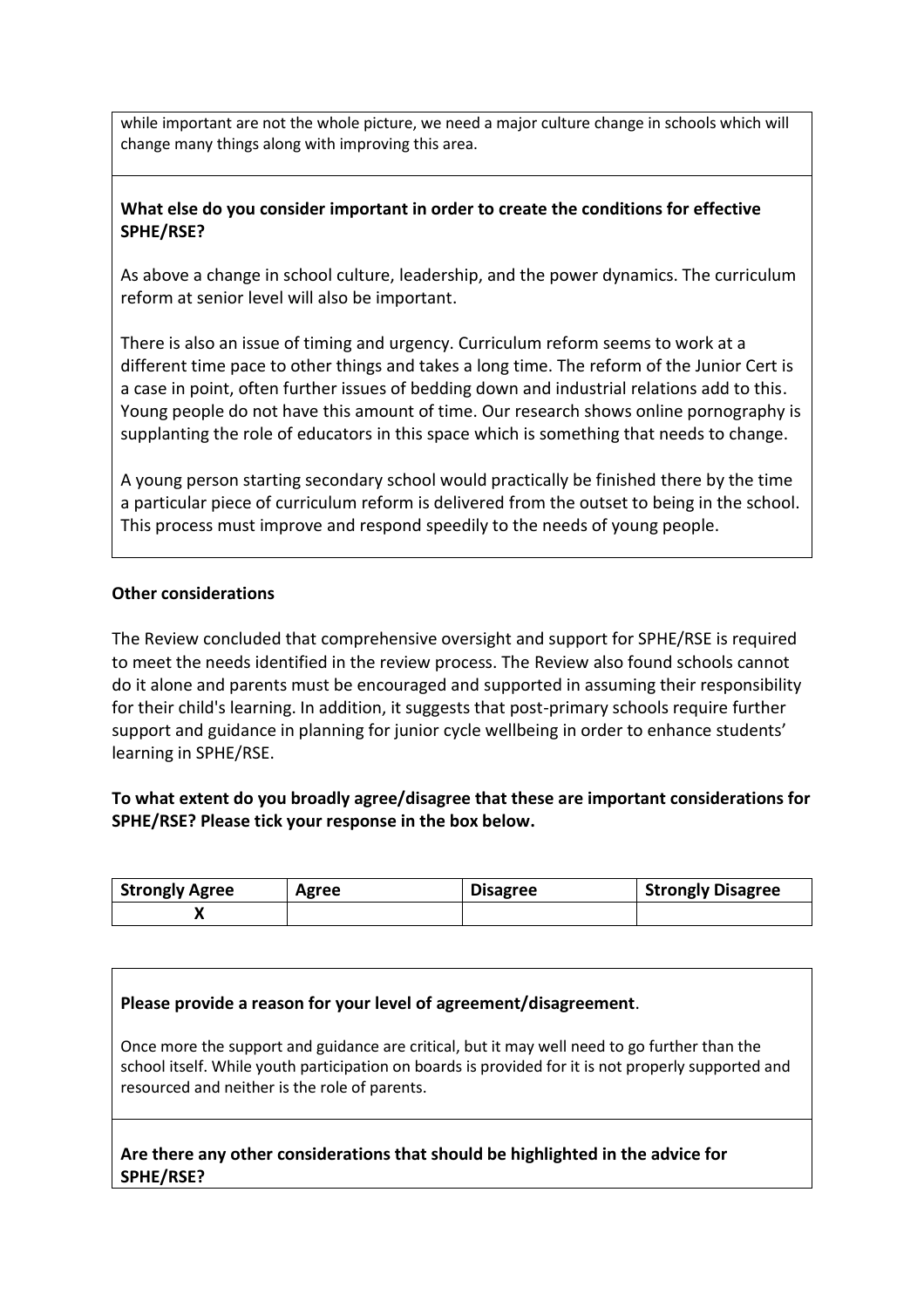while important are not the whole picture, we need a major culture change in schools which will change many things along with improving this area.

**What else do you consider important in order to create the conditions for effective SPHE/RSE?**

As above a change in school culture, leadership, and the power dynamics. The curriculum reform at senior level will also be important.

There is also an issue of timing and urgency. Curriculum reform seems to work at a different time pace to other things and takes a long time. The reform of the Junior Cert is a case in point, often further issues of bedding down and industrial relations add to this. Young people do not have this amount of time. Our research shows online pornography is supplanting the role of educators in this space which is something that needs to change.

A young person starting secondary school would practically be finished there by the time a particular piece of curriculum reform is delivered from the outset to being in the school. This process must improve and respond speedily to the needs of young people.

**Other considerations**

The Review concluded that comprehensive oversight and support for SPHE/RSE is required to meet the needs identified in the review process. The Review also found schools cannot do it alone and parents must be encouraged and supported in assuming their responsibility for their child's learning. In addition, it suggests that post-primary schools require further support and guidance in planning for junior cycle wellbeing in order to enhance students' learning in SPHE/RSE.

**To what extent do you broadly agree/disagree that these are important considerations for SPHE/RSE? Please tick your response in the box below.**

| Strongly Agree | Agree | Disagree | Strongly Disagree |
|---|---|---|---|
| X | | | |

**Please provide a reason for your level of agreement/disagreement**.

Once more the support and guidance are critical, but it may well need to go further than the school itself. While youth participation on boards is provided for it is not properly supported and resourced and neither is the role of parents.

**Are there any other considerations that should be highlighted in the advice for SPHE/RSE?**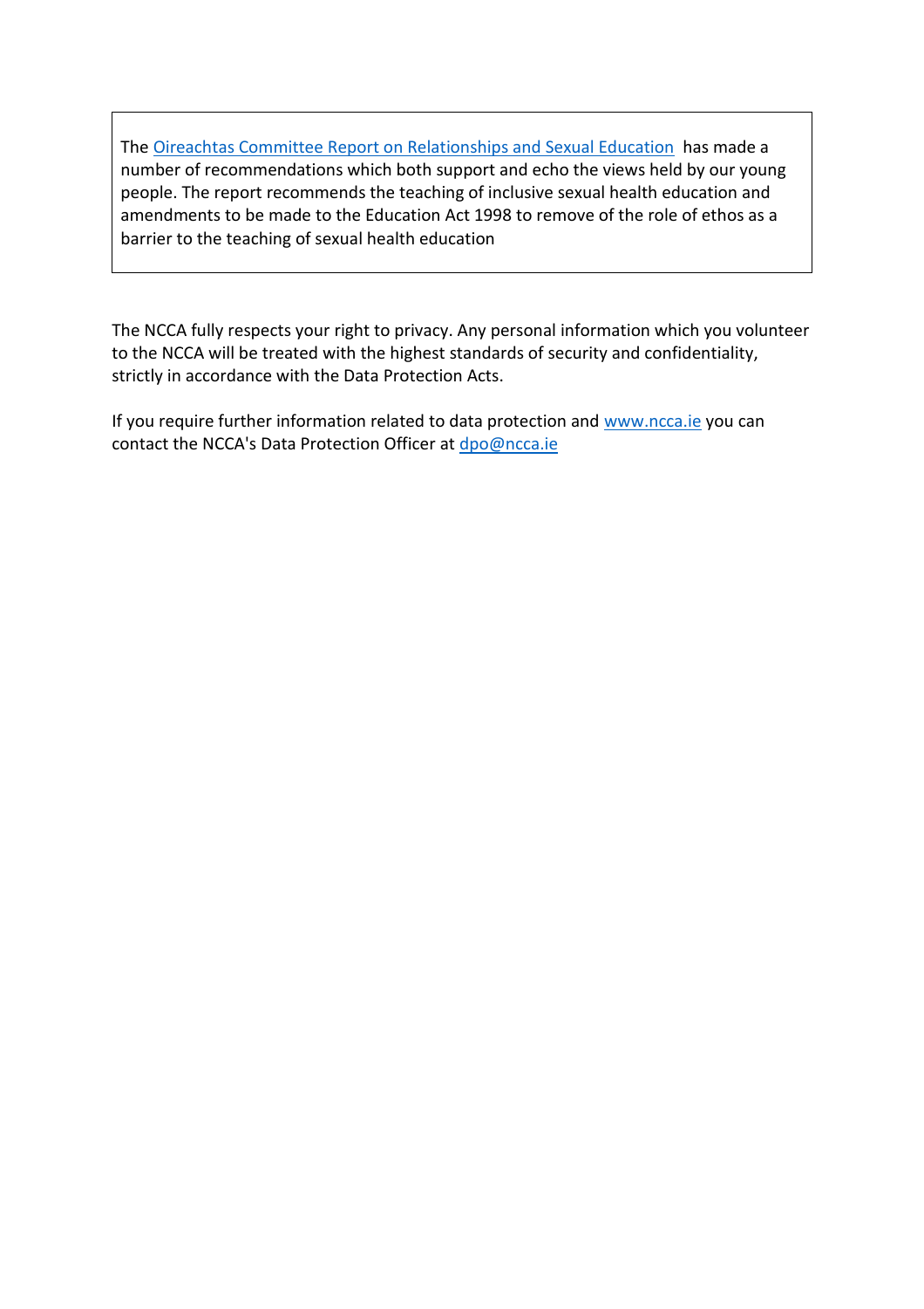The [Oireachtas Committee Report on Relationships and Sexual Education](#) has made a number of recommendations which both support and echo the views held by our young people. The report recommends the teaching of inclusive sexual health education and amendments to be made to the Education Act 1998 to remove of the role of ethos as a barrier to the teaching of sexual health education

The NCCA fully respects your right to privacy. Any personal information which you volunteer to the NCCA will be treated with the highest standards of security and confidentiality, strictly in accordance with the Data Protection Acts.

If you require further information related to data protection and www.ncca.ie you can contact the NCCA's Data Protection Officer at dpo@ncca.ie